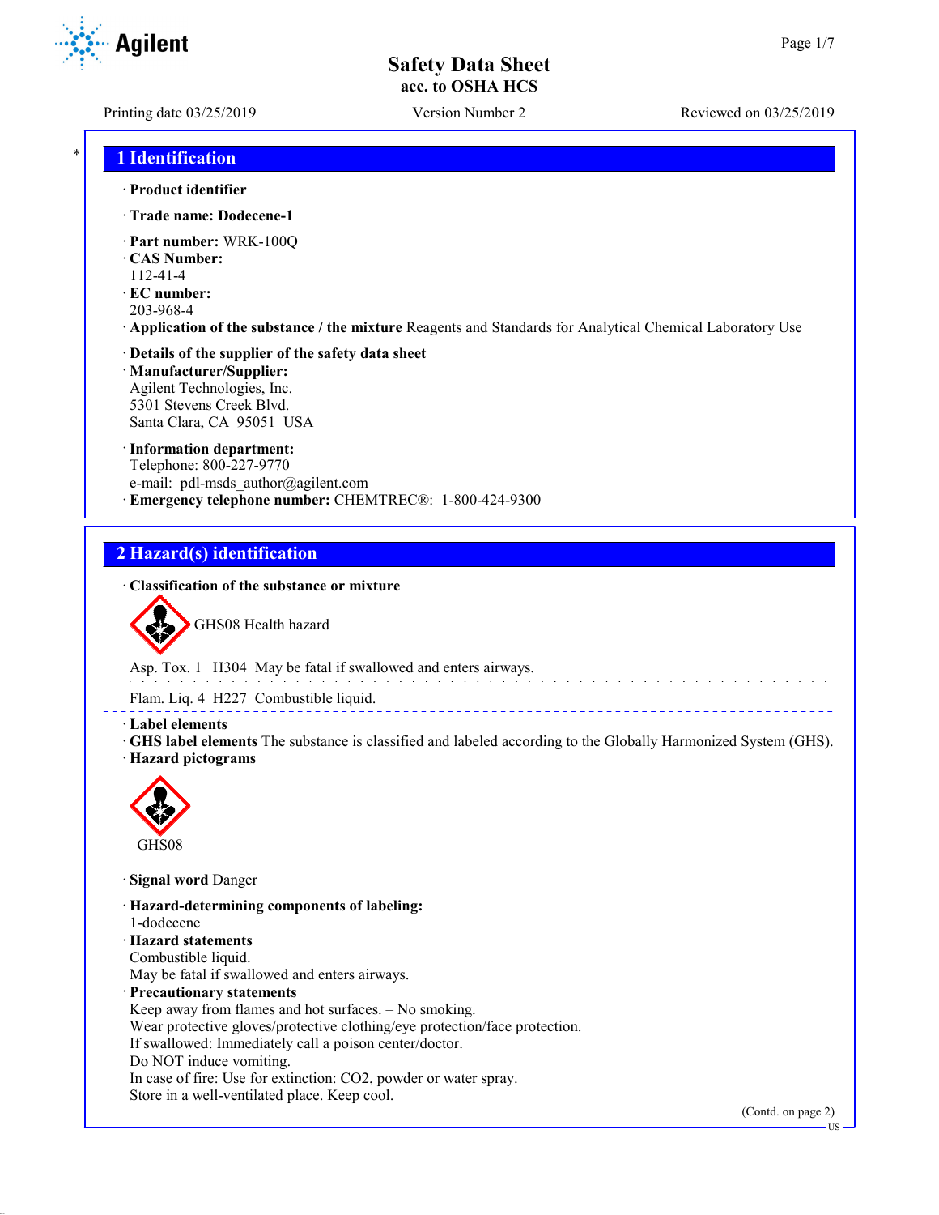# Safety Data Sheet
**acc. to OSHA HCS**

Printing date 03/25/2019 | Version Number 2 | Reviewed on 03/25/2019

## 1 Identification

· **Product identifier**

· **Trade name: Dodecene-1**

· **Part number:** WRK-100Q
· **CAS Number:**
112-41-4
· **EC number:**
203-968-4
· **Application of the substance / the mixture** Reagents and Standards for Analytical Chemical Laboratory Use

· **Details of the supplier of the safety data sheet**
· **Manufacturer/Supplier:**
Agilent Technologies, Inc.
5301 Stevens Creek Blvd.
Santa Clara, CA 95051 USA

· **Information department:**
Telephone: 800-227-9770
e-mail: pdl-msds_author@agilent.com
· **Emergency telephone number:** CHEMTREC®: 1-800-424-9300

## 2 Hazard(s) identification

· **Classification of the substance or mixture**

GHS08 Health hazard

Asp. Tox. 1 H304 May be fatal if swallowed and enters airways.

Flam. Liq. 4 H227 Combustible liquid.

· **Label elements**
· **GHS label elements** The substance is classified and labeled according to the Globally Harmonized System (GHS).
· **Hazard pictograms**

GHS08

· **Signal word** Danger

· **Hazard-determining components of labeling:**
1-dodecene
· **Hazard statements**
Combustible liquid.
May be fatal if swallowed and enters airways.
· **Precautionary statements**
Keep away from flames and hot surfaces. – No smoking.
Wear protective gloves/protective clothing/eye protection/face protection.
If swallowed: Immediately call a poison center/doctor.
Do NOT induce vomiting.
In case of fire: Use for extinction: $CO_2$, powder or water spray.
Store in a well-ventilated place. Keep cool.

(Contd. on page 2)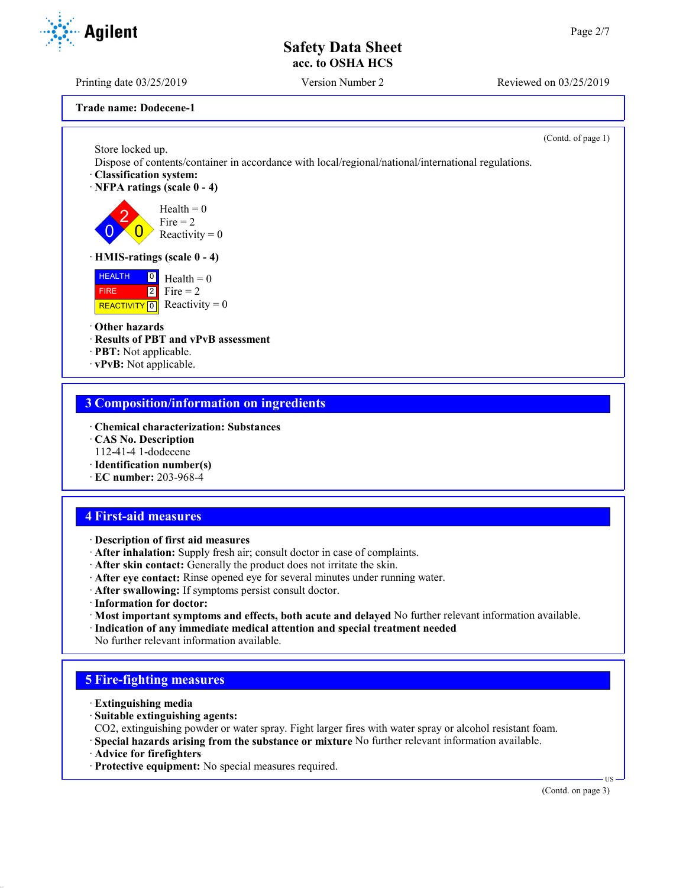**Trade name: Dodecene-1**

(Contd. of page 1)

Store locked up.
Dispose of contents/container in accordance with local/regional/national/international regulations.

· **Classification system:**
· **NFPA ratings (scale 0 - 4)**

Health = 0
Fire = 2
Reactivity = 0

· **HMIS-ratings (scale 0 - 4)**

| | | |
|---|---|---|
| HEALTH | 0 | Health = 0 |
| FIRE | 2 | Fire = 2 |
| REACTIVITY | 0 | Reactivity = 0 |

· **Other hazards**
· **Results of PBT and vPvB assessment**
· **PBT:** Not applicable.
· **vPvB:** Not applicable.

## 3 Composition/information on ingredients

· **Chemical characterization: Substances**
· **CAS No. Description**
112-41-4 1-dodecene
· **Identification number(s)**
· **EC number:** 203-968-4

## 4 First-aid measures

· **Description of first aid measures**
· **After inhalation:** Supply fresh air; consult doctor in case of complaints.
· **After skin contact:** Generally the product does not irritate the skin.
· **After eye contact:** Rinse opened eye for several minutes under running water.
· **After swallowing:** If symptoms persist consult doctor.
· **Information for doctor:**
· **Most important symptoms and effects, both acute and delayed** No further relevant information available.
· **Indication of any immediate medical attention and special treatment needed**
No further relevant information available.

## 5 Fire-fighting measures

· **Extinguishing media**
· **Suitable extinguishing agents:**
CO2, extinguishing powder or water spray. Fight larger fires with water spray or alcohol resistant foam.
· **Special hazards arising from the substance or mixture** No further relevant information available.
· **Advice for firefighters**
· **Protective equipment:** No special measures required.

(Contd. on page 3)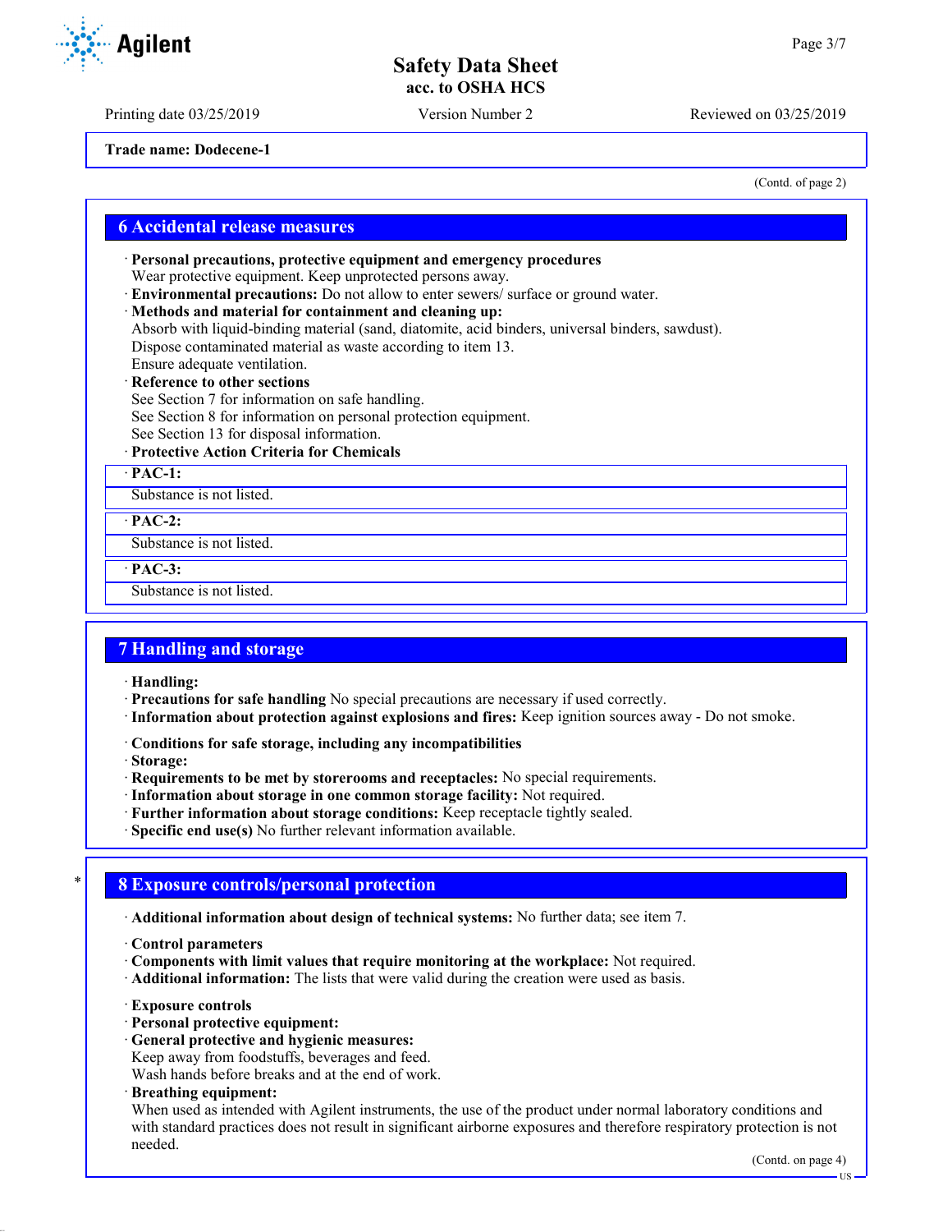Trade name: Dodecene-1

(Contd. of page 2)

## 6 Accidental release measures

· **Personal precautions, protective equipment and emergency procedures**
Wear protective equipment. Keep unprotected persons away.
· **Environmental precautions:** Do not allow to enter sewers/ surface or ground water.
· **Methods and material for containment and cleaning up:**
Absorb with liquid-binding material (sand, diatomite, acid binders, universal binders, sawdust).
Dispose contaminated material as waste according to item 13.
Ensure adequate ventilation.
· **Reference to other sections**
See Section 7 for information on safe handling.
See Section 8 for information on personal protection equipment.
See Section 13 for disposal information.
· **Protective Action Criteria for Chemicals**

· **PAC-1:**
Substance is not listed.

· **PAC-2:**
Substance is not listed.

· **PAC-3:**
Substance is not listed.

## 7 Handling and storage

· **Handling:**
· **Precautions for safe handling** No special precautions are necessary if used correctly.
· **Information about protection against explosions and fires:** Keep ignition sources away - Do not smoke.

· **Conditions for safe storage, including any incompatibilities**
· **Storage:**
· **Requirements to be met by storerooms and receptacles:** No special requirements.
· **Information about storage in one common storage facility:** Not required.
· **Further information about storage conditions:** Keep receptacle tightly sealed.
· **Specific end use(s)** No further relevant information available.

## 8 Exposure controls/personal protection

· **Additional information about design of technical systems:** No further data; see item 7.

· **Control parameters**
· **Components with limit values that require monitoring at the workplace:** Not required.
· **Additional information:** The lists that were valid during the creation were used as basis.

· **Exposure controls**
· **Personal protective equipment:**
· **General protective and hygienic measures:**
Keep away from foodstuffs, beverages and feed.
Wash hands before breaks and at the end of work.
· **Breathing equipment:**
When used as intended with Agilent instruments, the use of the product under normal laboratory conditions and with standard practices does not result in significant airborne exposures and therefore respiratory protection is not needed.

(Contd. on page 4)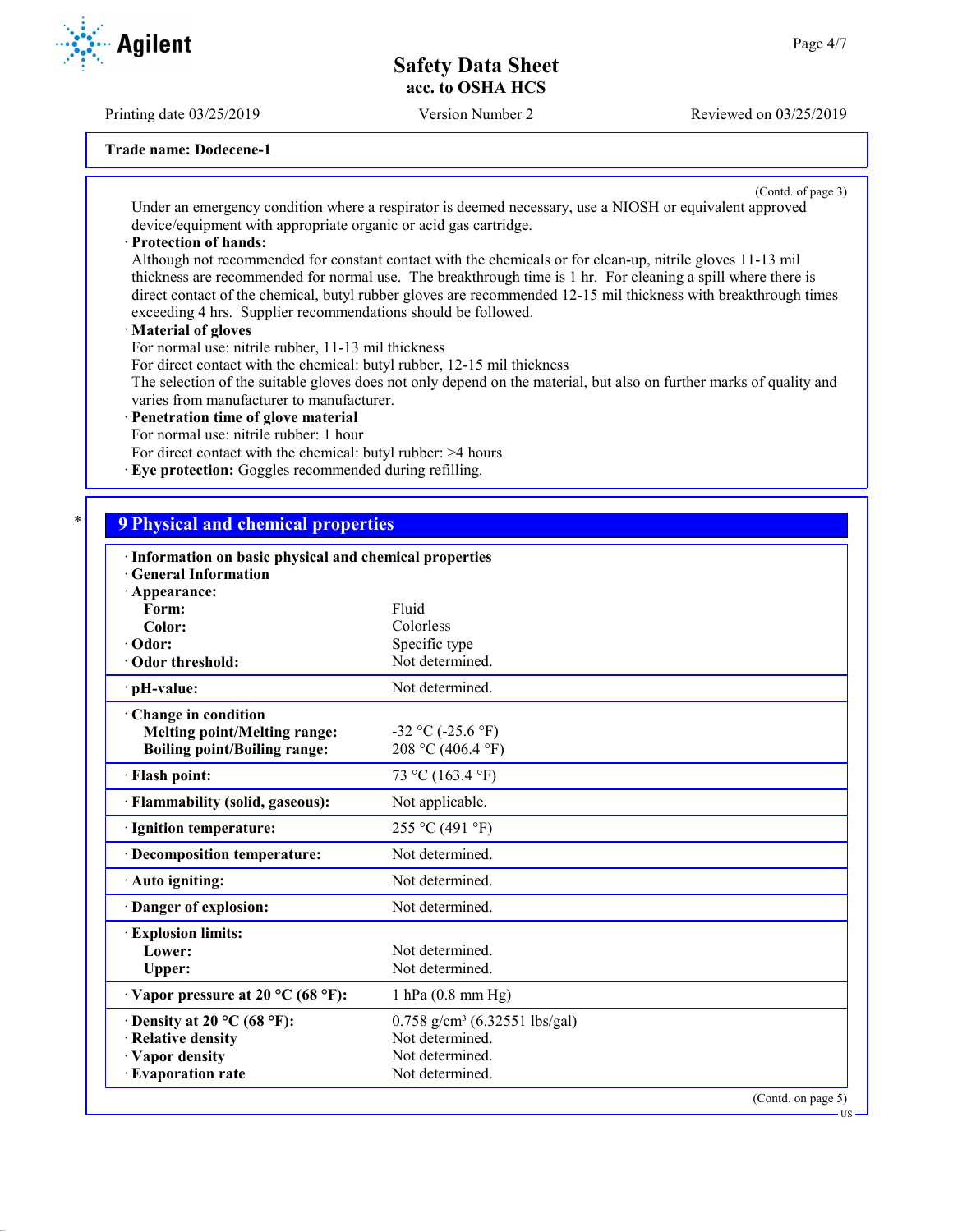Trade name: Dodecene-1

(Contd. of page 3)

Under an emergency condition where a respirator is deemed necessary, use a NIOSH or equivalent approved device/equipment with appropriate organic or acid gas cartridge.

· **Protection of hands:**
Although not recommended for constant contact with the chemicals or for clean-up, nitrile gloves 11-13 mil thickness are recommended for normal use. The breakthrough time is 1 hr. For cleaning a spill where there is direct contact of the chemical, butyl rubber gloves are recommended 12-15 mil thickness with breakthrough times exceeding 4 hrs. Supplier recommendations should be followed.

· **Material of gloves**
For normal use: nitrile rubber, 11-13 mil thickness
For direct contact with the chemical: butyl rubber, 12-15 mil thickness
The selection of the suitable gloves does not only depend on the material, but also on further marks of quality and varies from manufacturer to manufacturer.

· **Penetration time of glove material**
For normal use: nitrile rubber: 1 hour
For direct contact with the chemical: butyl rubber: >4 hours

· **Eye protection:** Goggles recommended during refilling.

## 9 Physical and chemical properties

| · Information on basic physical and chemical properties | |
|---|---|
| · General Information | |
| · Appearance: | |
| Form: | Fluid |
| Color: | Colorless |
| · Odor: | Specific type |
| · Odor threshold: | Not determined. |
| · pH-value: | Not determined. |
| · Change in condition | |
| Melting point/Melting range: | -32 °C (-25.6 °F) |
| Boiling point/Boiling range: | 208 °C (406.4 °F) |
| · Flash point: | 73 °C (163.4 °F) |
| · Flammability (solid, gaseous): | Not applicable. |
| · Ignition temperature: | 255 °C (491 °F) |
| · Decomposition temperature: | Not determined. |
| · Auto igniting: | Not determined. |
| · Danger of explosion: | Not determined. |
| · Explosion limits: | |
| Lower: | Not determined. |
| Upper: | Not determined. |
| · Vapor pressure at 20 °C (68 °F): | 1 hPa (0.8 mm Hg) |
| · Density at 20 °C (68 °F): | 0.758 g/cm³ (6.32551 lbs/gal) |
| · Relative density | Not determined. |
| · Vapor density | Not determined. |
| · Evaporation rate | Not determined. |

(Contd. on page 5)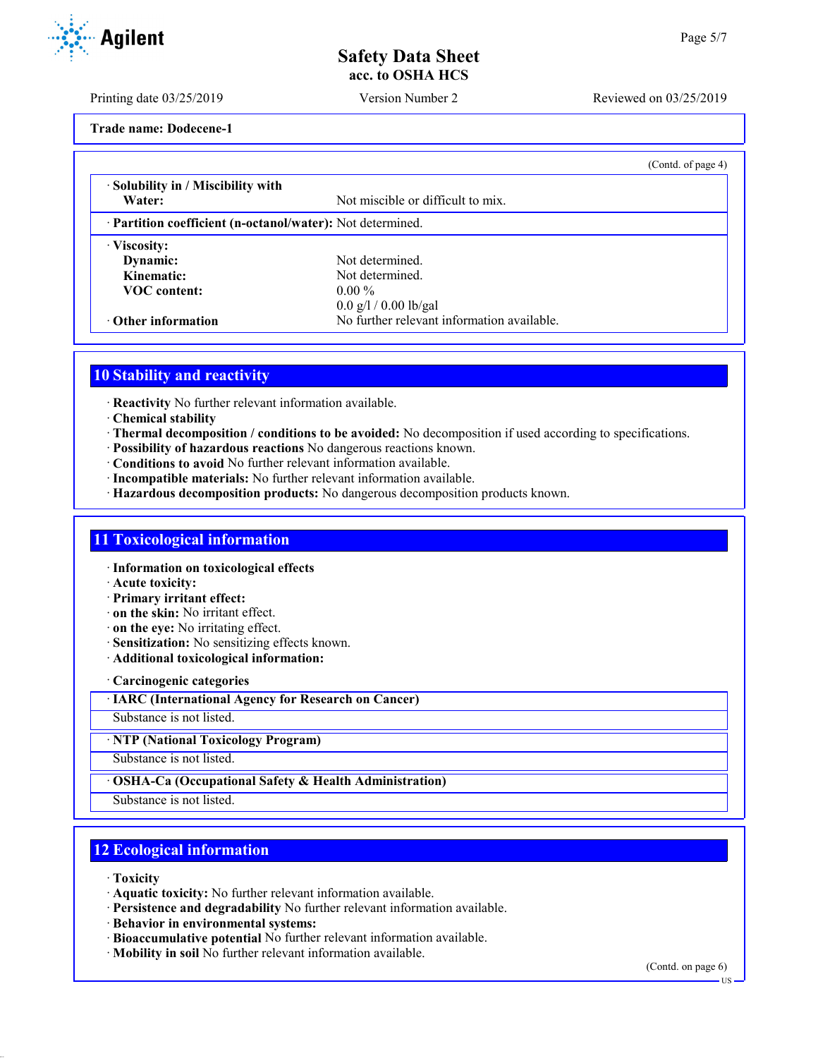**Trade name: Dodecene-1**

(Contd. of page 4)

| | |
|---|---|
| · **Solubility in / Miscibility with Water:** | Not miscible or difficult to mix. |
| · **Partition coefficient (n-octanol/water):** | Not determined. |
| · **Viscosity:** | |
| **Dynamic:** | Not determined. |
| **Kinematic:** | Not determined. |
| **VOC content:** | 0.00 % |
| | 0.0 g/l / 0.00 lb/gal |
| · **Other information** | No further relevant information available. |

## 10 Stability and reactivity

· **Reactivity** No further relevant information available.
· **Chemical stability**
· **Thermal decomposition / conditions to be avoided:** No decomposition if used according to specifications.
· **Possibility of hazardous reactions** No dangerous reactions known.
· **Conditions to avoid** No further relevant information available.
· **Incompatible materials:** No further relevant information available.
· **Hazardous decomposition products:** No dangerous decomposition products known.

## 11 Toxicological information

· **Information on toxicological effects**
· **Acute toxicity:**
· **Primary irritant effect:**
· **on the skin:** No irritant effect.
· **on the eye:** No irritating effect.
· **Sensitization:** No sensitizing effects known.
· **Additional toxicological information:**

· **Carcinogenic categories**

| · **IARC (International Agency for Research on Cancer)** |
|---|
| Substance is not listed. |

| · **NTP (National Toxicology Program)** |
|---|
| Substance is not listed. |

| · **OSHA-Ca (Occupational Safety & Health Administration)** |
|---|
| Substance is not listed. |

## 12 Ecological information

· **Toxicity**
· **Aquatic toxicity:** No further relevant information available.
· **Persistence and degradability** No further relevant information available.
· **Behavior in environmental systems:**
· **Bioaccumulative potential** No further relevant information available.
· **Mobility in soil** No further relevant information available.

(Contd. on page 6)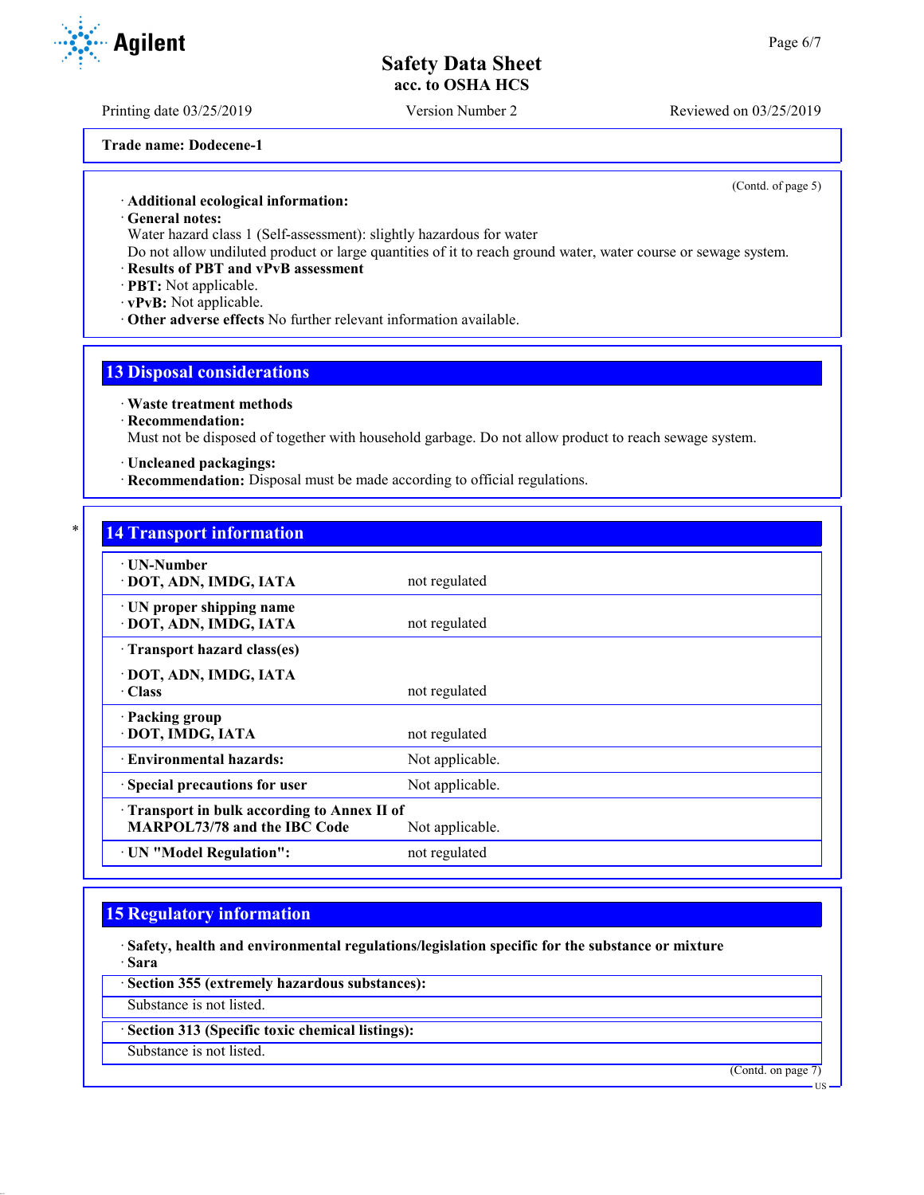Trade name: Dodecene-1

(Contd. of page 5)

· **Additional ecological information:**
· **General notes:**
Water hazard class 1 (Self-assessment): slightly hazardous for water
Do not allow undiluted product or large quantities of it to reach ground water, water course or sewage system.
· **Results of PBT and vPvB assessment**
· **PBT:** Not applicable.
· **vPvB:** Not applicable.
· **Other adverse effects** No further relevant information available.

## 13 Disposal considerations

· **Waste treatment methods**
· **Recommendation:**
Must not be disposed of together with household garbage. Do not allow product to reach sewage system.

· **Uncleaned packagings:**
· **Recommendation:** Disposal must be made according to official regulations.

## * 14 Transport information

| | |
|---|---|
| · **UN-Number**<br>· **DOT, ADN, IMDG, IATA** | not regulated |
| · **UN proper shipping name**<br>· **DOT, ADN, IMDG, IATA** | not regulated |
| · **Transport hazard class(es)**<br>· **DOT, ADN, IMDG, IATA**<br>· **Class** | not regulated |
| · **Packing group**<br>· **DOT, IMDG, IATA** | not regulated |
| · **Environmental hazards:** | Not applicable. |
| · **Special precautions for user** | Not applicable. |
| · **Transport in bulk according to Annex II of MARPOL73/78 and the IBC Code** | Not applicable. |
| · **UN "Model Regulation":** | not regulated |

## 15 Regulatory information

· **Safety, health and environmental regulations/legislation specific for the substance or mixture**
· **Sara**

· **Section 355 (extremely hazardous substances):**
Substance is not listed.

· **Section 313 (Specific toxic chemical listings):**
Substance is not listed.

(Contd. on page 7)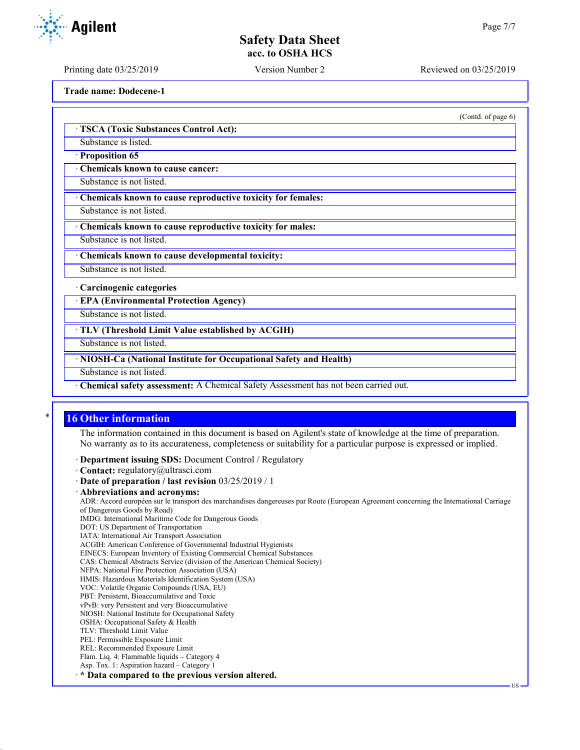(Contd. of page 6)

· **TSCA (Toxic Substances Control Act):**

Substance is listed.

· **Proposition 65**

· **Chemicals known to cause cancer:**

Substance is not listed.

· **Chemicals known to cause reproductive toxicity for females:**

Substance is not listed.

· **Chemicals known to cause reproductive toxicity for males:**

Substance is not listed.

· **Chemicals known to cause developmental toxicity:**

Substance is not listed.

· **Carcinogenic categories**

· **EPA (Environmental Protection Agency)**

Substance is not listed.

· **TLV (Threshold Limit Value established by ACGIH)**

Substance is not listed.

· **NIOSH-Ca (National Institute for Occupational Safety and Health)**

Substance is not listed.

· **Chemical safety assessment:** A Chemical Safety Assessment has not been carried out.

\* 

## 16 Other information

The information contained in this document is based on Agilent's state of knowledge at the time of preparation. No warranty as to its accurateness, completeness or suitability for a particular purpose is expressed or implied.

· **Department issuing SDS:** Document Control / Regulatory
· **Contact:** regulatory@ultrasci.com
· **Date of preparation / last revision** 03/25/2019 / 1
· **Abbreviations and acronyms:**

ADR: Accord européen sur le transport des marchandises dangereuses par Route (European Agreement concerning the International Carriage of Dangerous Goods by Road)
IMDG: International Maritime Code for Dangerous Goods
DOT: US Department of Transportation
IATA: International Air Transport Association
ACGIH: American Conference of Governmental Industrial Hygienists
EINECS: European Inventory of Existing Commercial Chemical Substances
CAS: Chemical Abstracts Service (division of the American Chemical Society)
NFPA: National Fire Protection Association (USA)
HMIS: Hazardous Materials Identification System (USA)
VOC: Volatile Organic Compounds (USA, EU)
PBT: Persistent, Bioaccumulative and Toxic
vPvB: very Persistent and very Bioaccumulative
NIOSH: National Institute for Occupational Safety
OSHA: Occupational Safety & Health
TLV: Threshold Limit Value
PEL: Permissible Exposure Limit
REL: Recommended Exposure Limit
Flam. Liq. 4: Flammable liquids – Category 4
Asp. Tox. 1: Aspiration hazard – Category 1

· **\* Data compared to the previous version altered.**